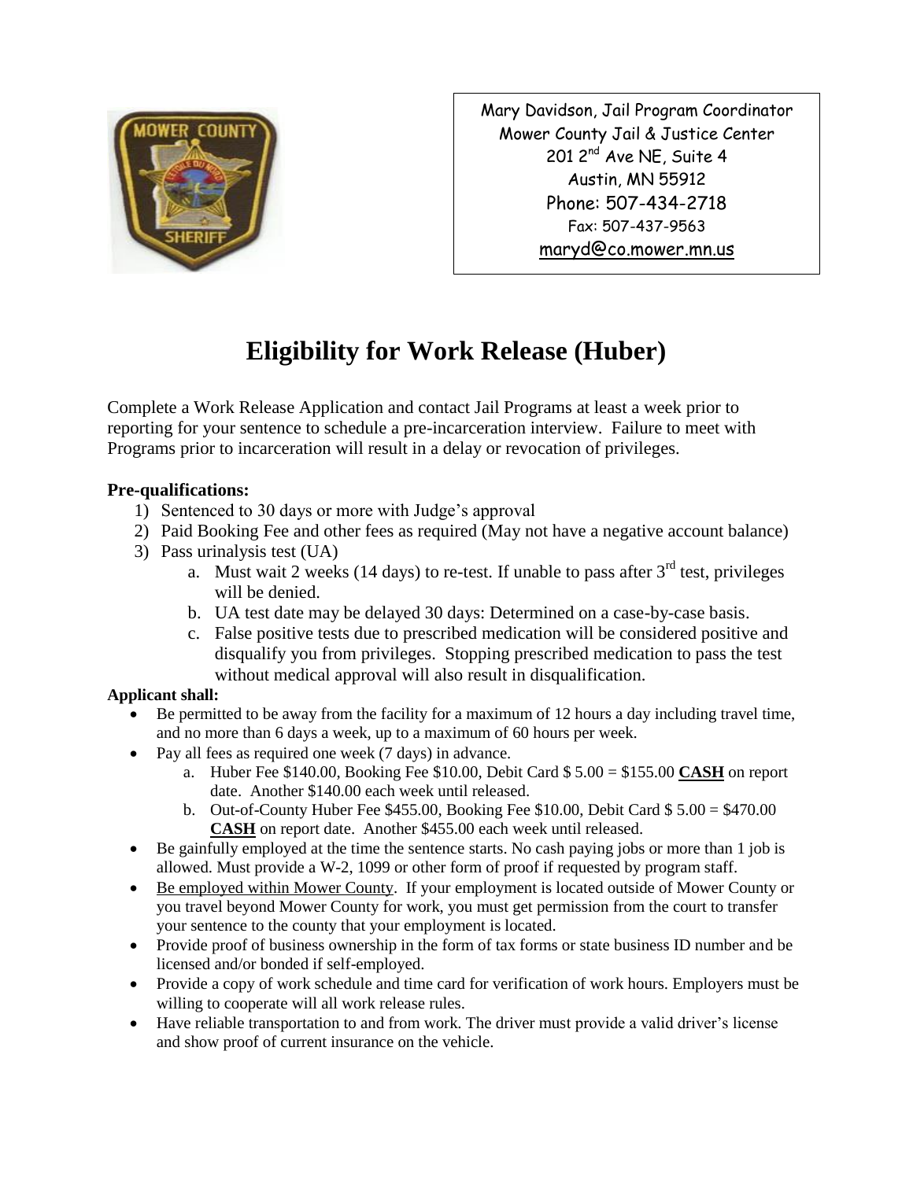Mary Davidson, Jail Program Coordinator
Mower County Jail & Justice Center
201 2nd Ave NE, Suite 4
Austin, MN 55912
Phone: 507-434-2718
Fax: 507-437-9563
maryd@co.mower.mn.us

# Eligibility for Work Release (Huber)

Complete a Work Release Application and contact Jail Programs at least a week prior to reporting for your sentence to schedule a pre-incarceration interview. Failure to meet with Programs prior to incarceration will result in a delay or revocation of privileges.

**Pre-qualifications:**

1) Sentenced to 30 days or more with Judge's approval
2) Paid Booking Fee and other fees as required (May not have a negative account balance)
3) Pass urinalysis test (UA)
   a. Must wait 2 weeks (14 days) to re-test. If unable to pass after 3rd test, privileges will be denied.
   b. UA test date may be delayed 30 days: Determined on a case-by-case basis.
   c. False positive tests due to prescribed medication will be considered positive and disqualify you from privileges. Stopping prescribed medication to pass the test without medical approval will also result in disqualification.

**Applicant shall:**

- Be permitted to be away from the facility for a maximum of 12 hours a day including travel time, and no more than 6 days a week, up to a maximum of 60 hours per week.
- Pay all fees as required one week (7 days) in advance.
   a. Huber Fee $140.00, Booking Fee $10.00, Debit Card $ 5.00 = $155.00 **CASH** on report date. Another $140.00 each week until released.
   b. Out-of-County Huber Fee $455.00, Booking Fee $10.00, Debit Card $ 5.00 = $470.00 **CASH** on report date. Another $455.00 each week until released.
- Be gainfully employed at the time the sentence starts. No cash paying jobs or more than 1 job is allowed. Must provide a W-2, 1099 or other form of proof if requested by program staff.
- Be employed within Mower County. If your employment is located outside of Mower County or you travel beyond Mower County for work, you must get permission from the court to transfer your sentence to the county that your employment is located.
- Provide proof of business ownership in the form of tax forms or state business ID number and be licensed and/or bonded if self-employed.
- Provide a copy of work schedule and time card for verification of work hours. Employers must be willing to cooperate will all work release rules.
- Have reliable transportation to and from work. The driver must provide a valid driver's license and show proof of current insurance on the vehicle.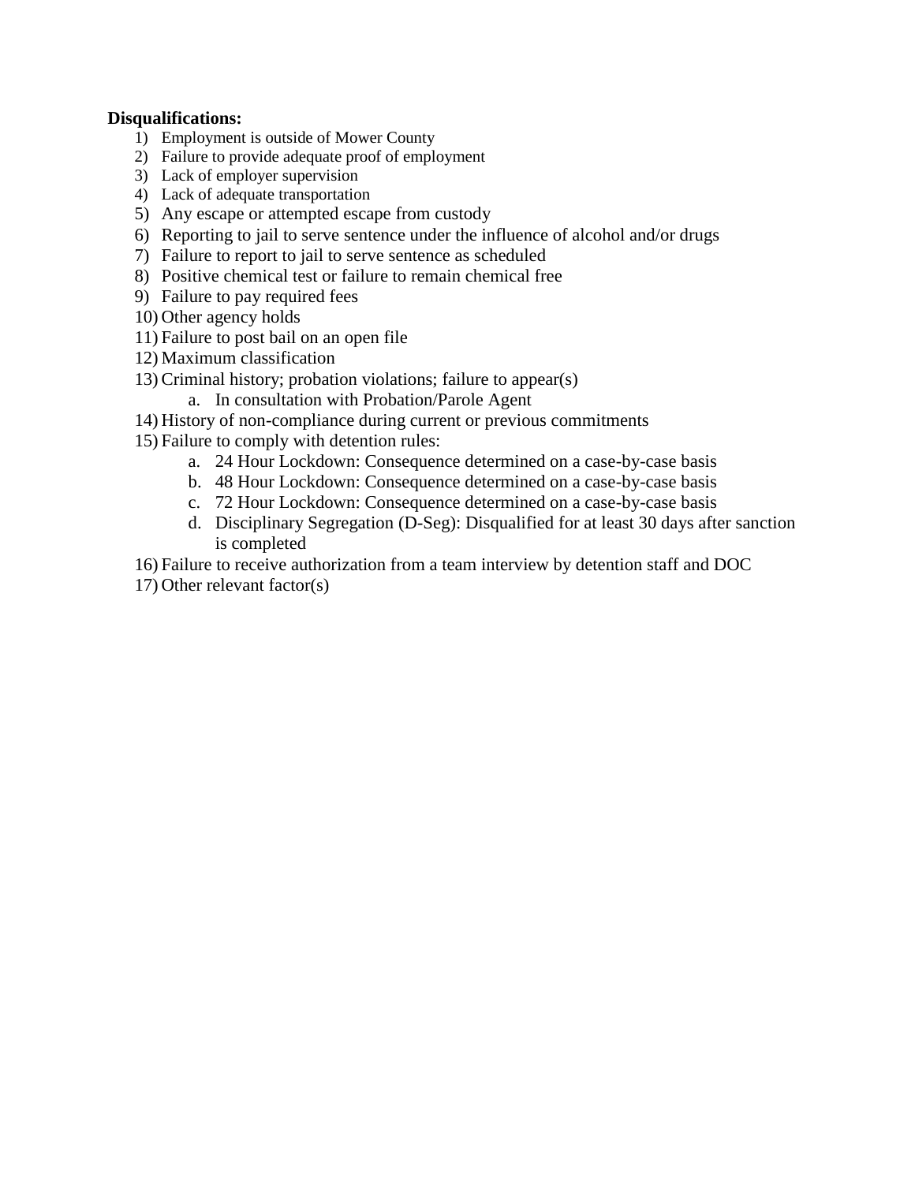**Disqualifications:**

1) Employment is outside of Mower County
2) Failure to provide adequate proof of employment
3) Lack of employer supervision
4) Lack of adequate transportation
5) Any escape or attempted escape from custody
6) Reporting to jail to serve sentence under the influence of alcohol and/or drugs
7) Failure to report to jail to serve sentence as scheduled
8) Positive chemical test or failure to remain chemical free
9) Failure to pay required fees
10) Other agency holds
11) Failure to post bail on an open file
12) Maximum classification
13) Criminal history; probation violations; failure to appear(s)
    a. In consultation with Probation/Parole Agent
14) History of non-compliance during current or previous commitments
15) Failure to comply with detention rules:
    a. 24 Hour Lockdown: Consequence determined on a case-by-case basis
    b. 48 Hour Lockdown: Consequence determined on a case-by-case basis
    c. 72 Hour Lockdown: Consequence determined on a case-by-case basis
    d. Disciplinary Segregation (D-Seg): Disqualified for at least 30 days after sanction is completed
16) Failure to receive authorization from a team interview by detention staff and DOC
17) Other relevant factor(s)